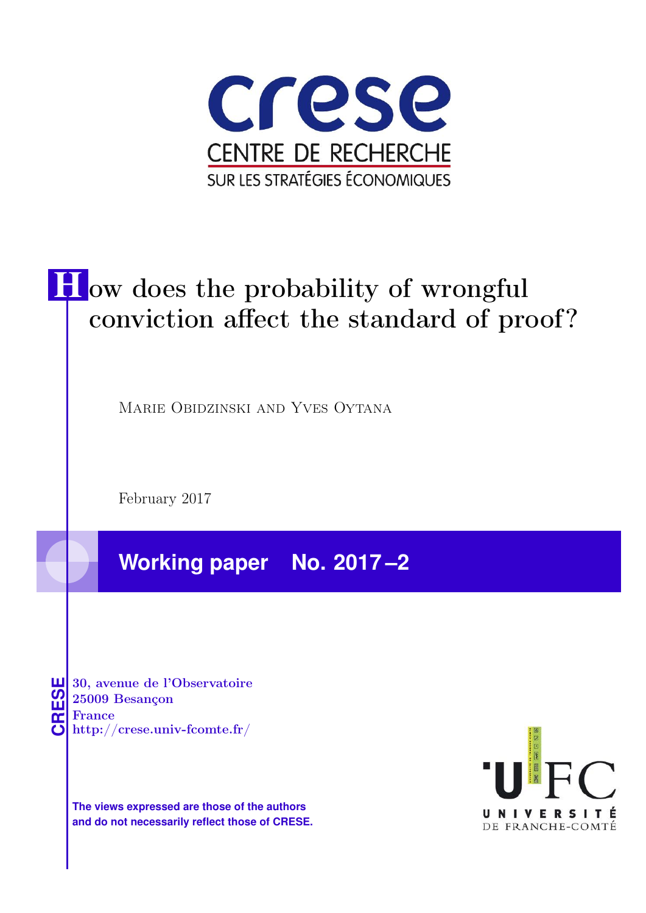crese

CENTRE DE RECHERCHE

SUR LES STRATÉGIES ÉCONOMIQUES

# How does the probability of wrongful conviction affect the standard of proof?

Marie Obidzinski and Yves Oytana

February 2017

**Working paper No. 2017 –2**

CRESE

30, avenue de l'Observatoire
25009 Besançon
France
http://crese.univ-fcomte.fr/

**The views expressed are those of the authors and do not necessarily reflect those of CRESE.**

UFC
UNIVERSITÉ DE FRANCHE-COMTÉ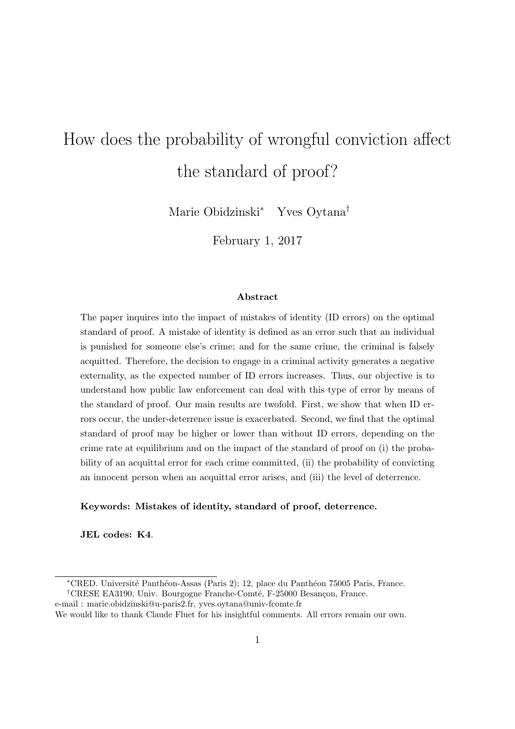# How does the probability of wrongful conviction affect the standard of proof?

Marie Obidzinski[*] Yves Oytana[†]

February 1, 2017

**Abstract**

The paper inquires into the impact of mistakes of identity (ID errors) on the optimal standard of proof. A mistake of identity is defined as an error such that an individual is punished for someone else's crime; and for the same crime, the criminal is falsely acquitted. Therefore, the decision to engage in a criminal activity generates a negative externality, as the expected number of ID errors increases. Thus, our objective is to understand how public law enforcement can deal with this type of error by means of the standard of proof. Our main results are twofold. First, we show that when ID errors occur, the under-deterrence issue is exacerbated. Second, we find that the optimal standard of proof may be higher or lower than without ID errors, depending on the crime rate at equilibrium and on the impact of the standard of proof on (i) the probability of an acquittal error for each crime committed, (ii) the probability of convicting an innocent person when an acquittal error arises, and (iii) the level of deterrence.

**Keywords: Mistakes of identity, standard of proof, deterrence.**

**JEL codes: K4**.

---

[*] CRED. Université Panthéon-Assas (Paris 2); 12, place du Panthéon 75005 Paris, France.

[†] CRESE EA3190, Univ. Bourgogne Franche-Comté, F-25000 Besançon, France.

e-mail : marie.obidzinski@u-paris2.fr, yves.oytana@univ-fcomte.fr

We would like to thank Claude Fluet for his insightful comments. All errors remain our own.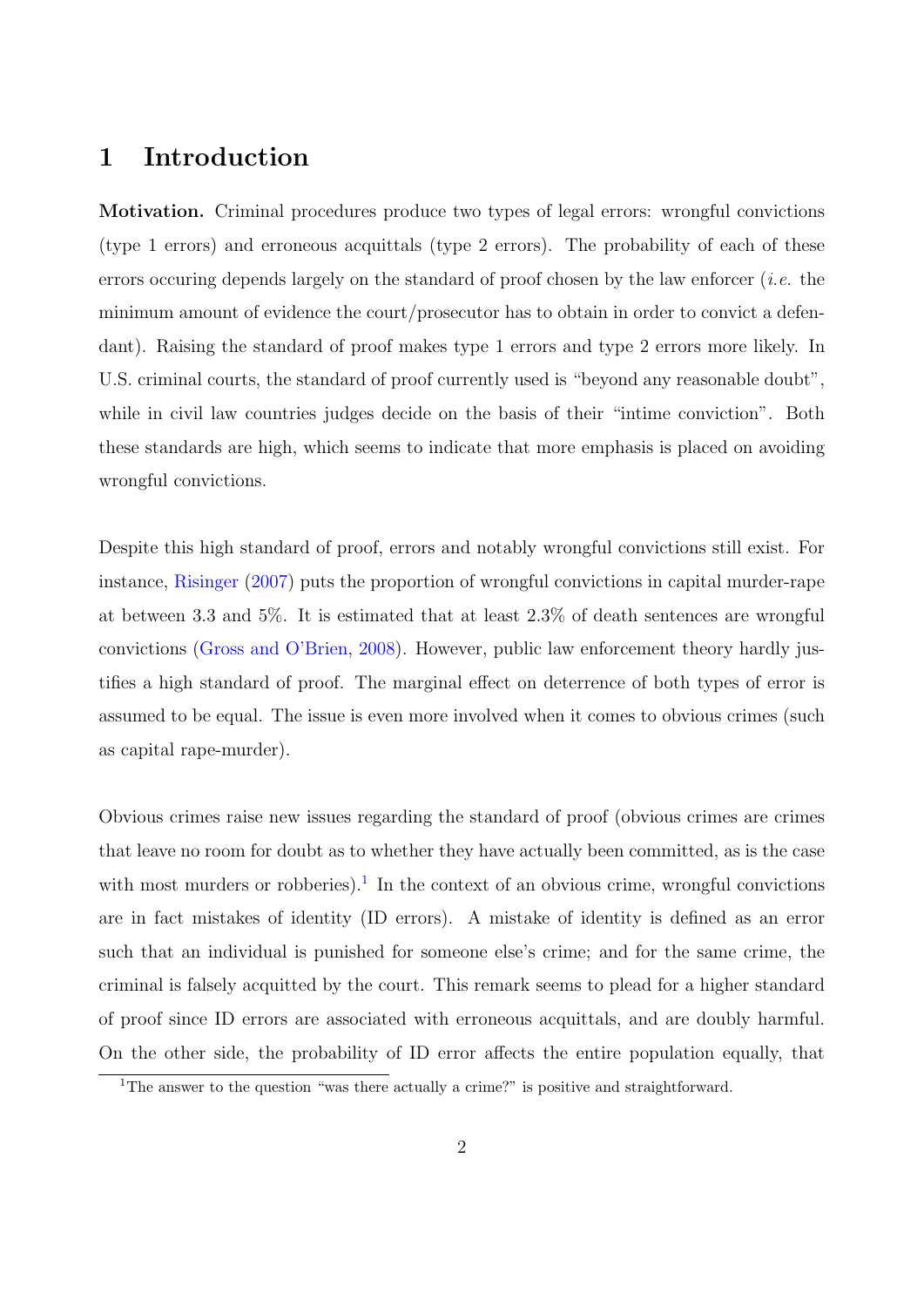# 1 Introduction

**Motivation.** Criminal procedures produce two types of legal errors: wrongful convictions (type 1 errors) and erroneous acquittals (type 2 errors). The probability of each of these errors occuring depends largely on the standard of proof chosen by the law enforcer (*i.e.* the minimum amount of evidence the court/prosecutor has to obtain in order to convict a defendant). Raising the standard of proof makes type 1 errors and type 2 errors more likely. In U.S. criminal courts, the standard of proof currently used is "beyond any reasonable doubt", while in civil law countries judges decide on the basis of their "intime conviction". Both these standards are high, which seems to indicate that more emphasis is placed on avoiding wrongful convictions.

Despite this high standard of proof, errors and notably wrongful convictions still exist. For instance, Risinger (2007) puts the proportion of wrongful convictions in capital murder-rape at between 3.3 and 5%. It is estimated that at least 2.3% of death sentences are wrongful convictions (Gross and O'Brien, 2008). However, public law enforcement theory hardly justifies a high standard of proof. The marginal effect on deterrence of both types of error is assumed to be equal. The issue is even more involved when it comes to obvious crimes (such as capital rape-murder).

Obvious crimes raise new issues regarding the standard of proof (obvious crimes are crimes that leave no room for doubt as to whether they have actually been committed, as is the case with most murders or robberies).[1] In the context of an obvious crime, wrongful convictions are in fact mistakes of identity (ID errors). A mistake of identity is defined as an error such that an individual is punished for someone else's crime; and for the same crime, the criminal is falsely acquitted by the court. This remark seems to plead for a higher standard of proof since ID errors are associated with erroneous acquittals, and are doubly harmful. On the other side, the probability of ID error affects the entire population equally, that

[1] The answer to the question "was there actually a crime?" is positive and straightforward.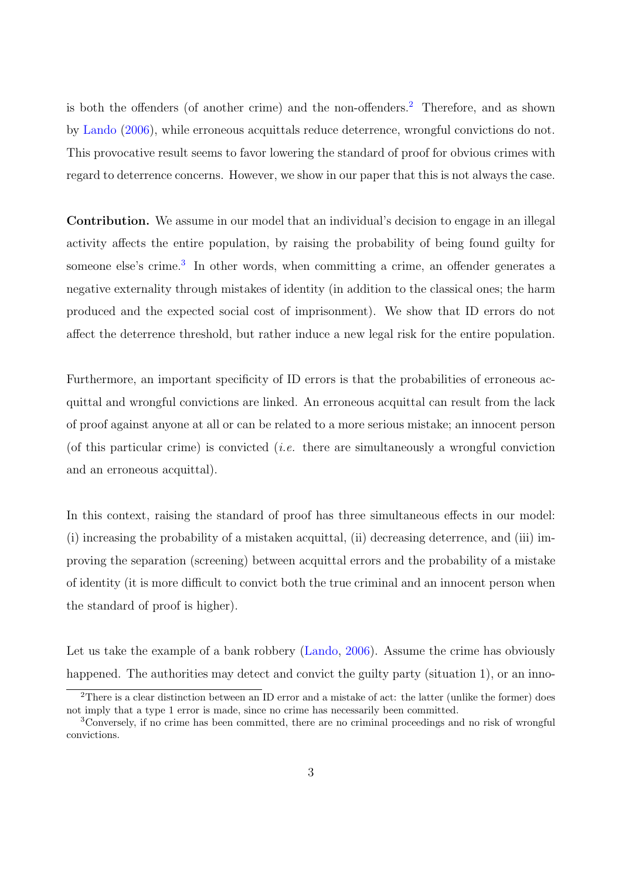is both the offenders (of another crime) and the non-offenders.[2] Therefore, and as shown by Lando (2006), while erroneous acquittals reduce deterrence, wrongful convictions do not. This provocative result seems to favor lowering the standard of proof for obvious crimes with regard to deterrence concerns. However, we show in our paper that this is not always the case.

**Contribution.** We assume in our model that an individual's decision to engage in an illegal activity affects the entire population, by raising the probability of being found guilty for someone else's crime.[3] In other words, when committing a crime, an offender generates a negative externality through mistakes of identity (in addition to the classical ones; the harm produced and the expected social cost of imprisonment). We show that ID errors do not affect the deterrence threshold, but rather induce a new legal risk for the entire population.

Furthermore, an important specificity of ID errors is that the probabilities of erroneous acquittal and wrongful convictions are linked. An erroneous acquittal can result from the lack of proof against anyone at all or can be related to a more serious mistake; an innocent person (of this particular crime) is convicted (*i.e.* there are simultaneously a wrongful conviction and an erroneous acquittal).

In this context, raising the standard of proof has three simultaneous effects in our model: (i) increasing the probability of a mistaken acquittal, (ii) decreasing deterrence, and (iii) improving the separation (screening) between acquittal errors and the probability of a mistake of identity (it is more difficult to convict both the true criminal and an innocent person when the standard of proof is higher).

Let us take the example of a bank robbery (Lando, 2006). Assume the crime has obviously happened. The authorities may detect and convict the guilty party (situation 1), or an inno-

[2] There is a clear distinction between an ID error and a mistake of act: the latter (unlike the former) does not imply that a type 1 error is made, since no crime has necessarily been committed.

[3] Conversely, if no crime has been committed, there are no criminal proceedings and no risk of wrongful convictions.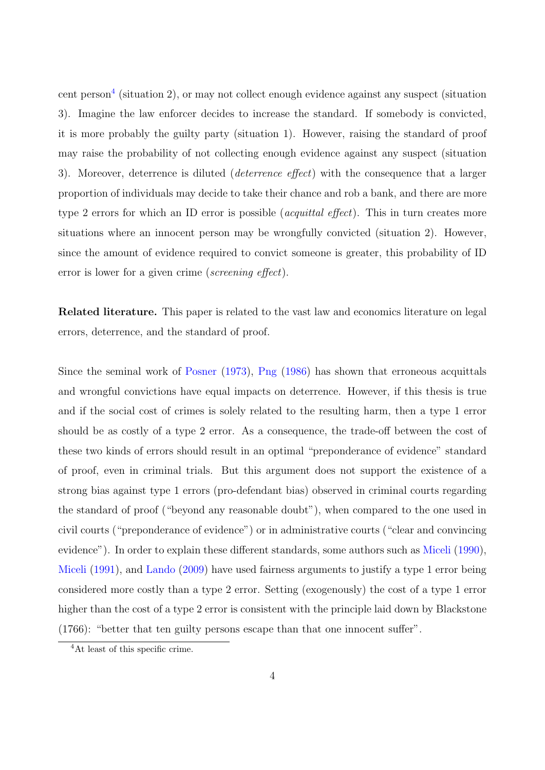cent person[4] (situation 2), or may not collect enough evidence against any suspect (situation 3). Imagine the law enforcer decides to increase the standard. If somebody is convicted, it is more probably the guilty party (situation 1). However, raising the standard of proof may raise the probability of not collecting enough evidence against any suspect (situation 3). Moreover, deterrence is diluted (*deterrence effect*) with the consequence that a larger proportion of individuals may decide to take their chance and rob a bank, and there are more type 2 errors for which an ID error is possible (*acquittal effect*). This in turn creates more situations where an innocent person may be wrongfully convicted (situation 2). However, since the amount of evidence required to convict someone is greater, this probability of ID error is lower for a given crime (*screening effect*).

**Related literature.** This paper is related to the vast law and economics literature on legal errors, deterrence, and the standard of proof.

Since the seminal work of Posner (1973), Png (1986) has shown that erroneous acquittals and wrongful convictions have equal impacts on deterrence. However, if this thesis is true and if the social cost of crimes is solely related to the resulting harm, then a type 1 error should be as costly of a type 2 error. As a consequence, the trade-off between the cost of these two kinds of errors should result in an optimal "preponderance of evidence" standard of proof, even in criminal trials. But this argument does not support the existence of a strong bias against type 1 errors (pro-defendant bias) observed in criminal courts regarding the standard of proof ("beyond any reasonable doubt"), when compared to the one used in civil courts ("preponderance of evidence") or in administrative courts ("clear and convincing evidence"). In order to explain these different standards, some authors such as Miceli (1990), Miceli (1991), and Lando (2009) have used fairness arguments to justify a type 1 error being considered more costly than a type 2 error. Setting (exogenously) the cost of a type 1 error higher than the cost of a type 2 error is consistent with the principle laid down by Blackstone (1766): "better that ten guilty persons escape than that one innocent suffer".

[4] At least of this specific crime.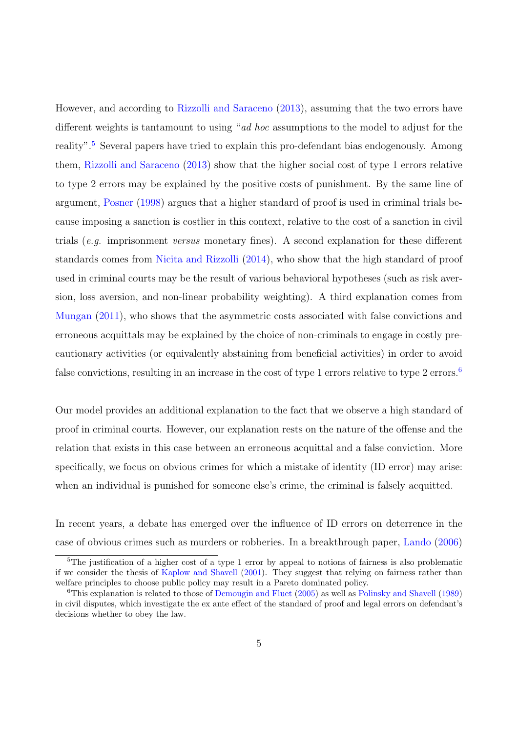However, and according to Rizzolli and Saraceno (2013), assuming that the two errors have different weights is tantamount to using "*ad hoc* assumptions to the model to adjust for the reality".[5] Several papers have tried to explain this pro-defendant bias endogenously. Among them, Rizzolli and Saraceno (2013) show that the higher social cost of type 1 errors relative to type 2 errors may be explained by the positive costs of punishment. By the same line of argument, Posner (1998) argues that a higher standard of proof is used in criminal trials because imposing a sanction is costlier in this context, relative to the cost of a sanction in civil trials (*e.g.* imprisonment *versus* monetary fines). A second explanation for these different standards comes from Nicita and Rizzolli (2014), who show that the high standard of proof used in criminal courts may be the result of various behavioral hypotheses (such as risk aversion, loss aversion, and non-linear probability weighting). A third explanation comes from Mungan (2011), who shows that the asymmetric costs associated with false convictions and erroneous acquittals may be explained by the choice of non-criminals to engage in costly precautionary activities (or equivalently abstaining from beneficial activities) in order to avoid false convictions, resulting in an increase in the cost of type 1 errors relative to type 2 errors.[6]

Our model provides an additional explanation to the fact that we observe a high standard of proof in criminal courts. However, our explanation rests on the nature of the offense and the relation that exists in this case between an erroneous acquittal and a false conviction. More specifically, we focus on obvious crimes for which a mistake of identity (ID error) may arise: when an individual is punished for someone else's crime, the criminal is falsely acquitted.

In recent years, a debate has emerged over the influence of ID errors on deterrence in the case of obvious crimes such as murders or robberies. In a breakthrough paper, Lando (2006)

[5] The justification of a higher cost of a type 1 error by appeal to notions of fairness is also problematic if we consider the thesis of Kaplow and Shavell (2001). They suggest that relying on fairness rather than welfare principles to choose public policy may result in a Pareto dominated policy.

[6] This explanation is related to those of Demougin and Fluet (2005) as well as Polinsky and Shavell (1989) in civil disputes, which investigate the ex ante effect of the standard of proof and legal errors on defendant's decisions whether to obey the law.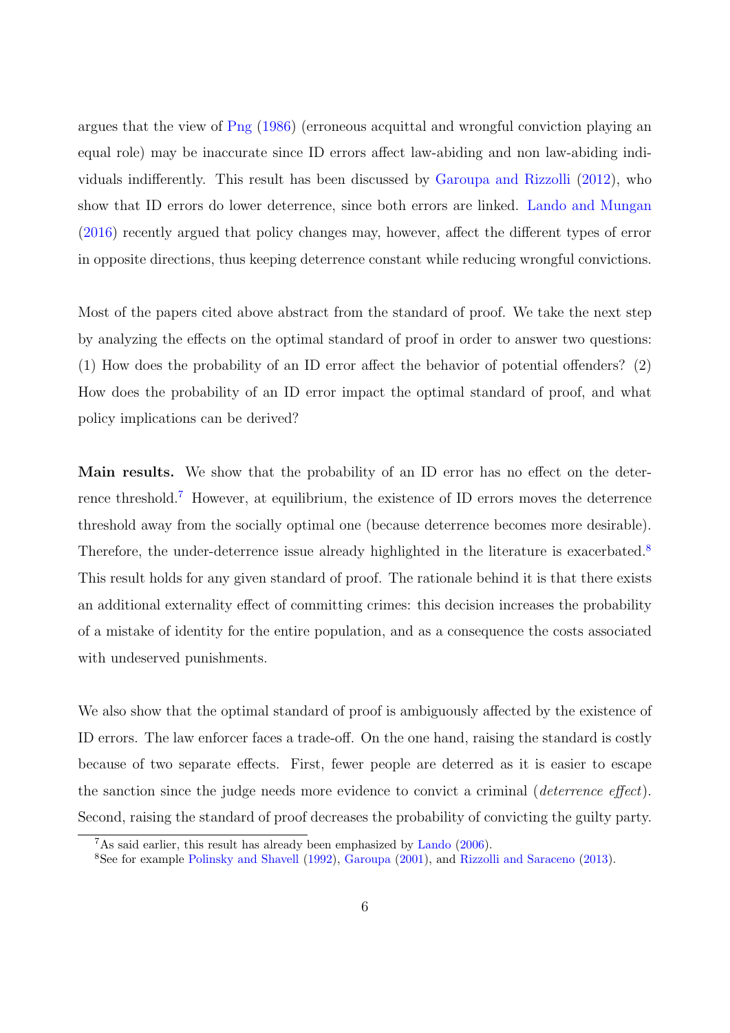argues that the view of Png (1986) (erroneous acquittal and wrongful conviction playing an equal role) may be inaccurate since ID errors affect law-abiding and non law-abiding individuals indifferently. This result has been discussed by Garoupa and Rizzolli (2012), who show that ID errors do lower deterrence, since both errors are linked. Lando and Mungan (2016) recently argued that policy changes may, however, affect the different types of error in opposite directions, thus keeping deterrence constant while reducing wrongful convictions.

Most of the papers cited above abstract from the standard of proof. We take the next step by analyzing the effects on the optimal standard of proof in order to answer two questions: (1) How does the probability of an ID error affect the behavior of potential offenders? (2) How does the probability of an ID error impact the optimal standard of proof, and what policy implications can be derived?

**Main results.** We show that the probability of an ID error has no effect on the deterrence threshold.[7] However, at equilibrium, the existence of ID errors moves the deterrence threshold away from the socially optimal one (because deterrence becomes more desirable). Therefore, the under-deterrence issue already highlighted in the literature is exacerbated.[8] This result holds for any given standard of proof. The rationale behind it is that there exists an additional externality effect of committing crimes: this decision increases the probability of a mistake of identity for the entire population, and as a consequence the costs associated with undeserved punishments.

We also show that the optimal standard of proof is ambiguously affected by the existence of ID errors. The law enforcer faces a trade-off. On the one hand, raising the standard is costly because of two separate effects. First, fewer people are deterred as it is easier to escape the sanction since the judge needs more evidence to convict a criminal (*deterrence effect*). Second, raising the standard of proof decreases the probability of convicting the guilty party.

[7] As said earlier, this result has already been emphasized by Lando (2006).

[8] See for example Polinsky and Shavell (1992), Garoupa (2001), and Rizzolli and Saraceno (2013).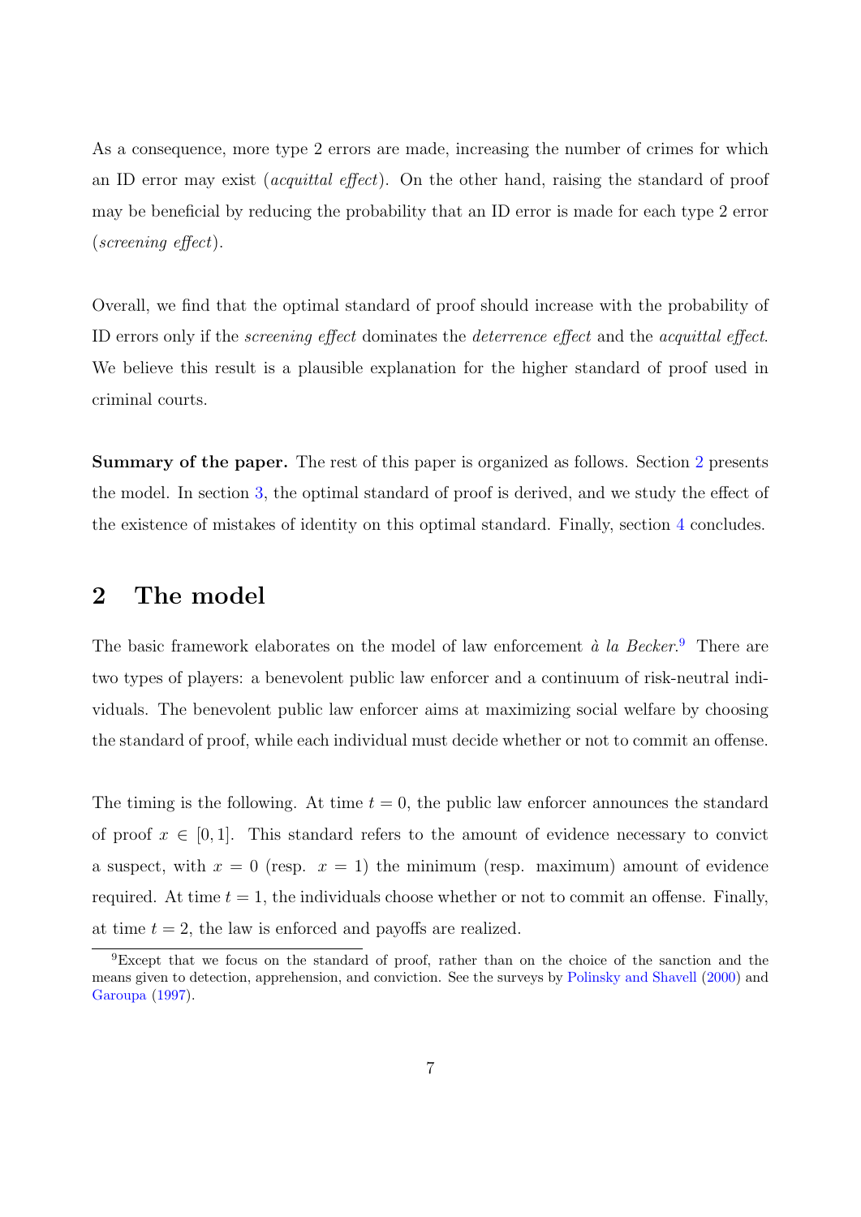As a consequence, more type 2 errors are made, increasing the number of crimes for which an ID error may exist (*acquittal effect*). On the other hand, raising the standard of proof may be beneficial by reducing the probability that an ID error is made for each type 2 error (*screening effect*).

Overall, we find that the optimal standard of proof should increase with the probability of ID errors only if the *screening effect* dominates the *deterrence effect* and the *acquittal effect*. We believe this result is a plausible explanation for the higher standard of proof used in criminal courts.

**Summary of the paper.** The rest of this paper is organized as follows. Section 2 presents the model. In section 3, the optimal standard of proof is derived, and we study the effect of the existence of mistakes of identity on this optimal standard. Finally, section 4 concludes.

## 2 The model

The basic framework elaborates on the model of law enforcement *à la Becker*.[9] There are two types of players: a benevolent public law enforcer and a continuum of risk-neutral individuals. The benevolent public law enforcer aims at maximizing social welfare by choosing the standard of proof, while each individual must decide whether or not to commit an offense.

The timing is the following. At time $t = 0$, the public law enforcer announces the standard of proof $x \in [0, 1]$. This standard refers to the amount of evidence necessary to convict a suspect, with $x = 0$ (resp. $x = 1$) the minimum (resp. maximum) amount of evidence required. At time $t = 1$, the individuals choose whether or not to commit an offense. Finally, at time $t = 2$, the law is enforced and payoffs are realized.

[9] Except that we focus on the standard of proof, rather than on the choice of the sanction and the means given to detection, apprehension, and conviction. See the surveys by Polinsky and Shavell (2000) and Garoupa (1997).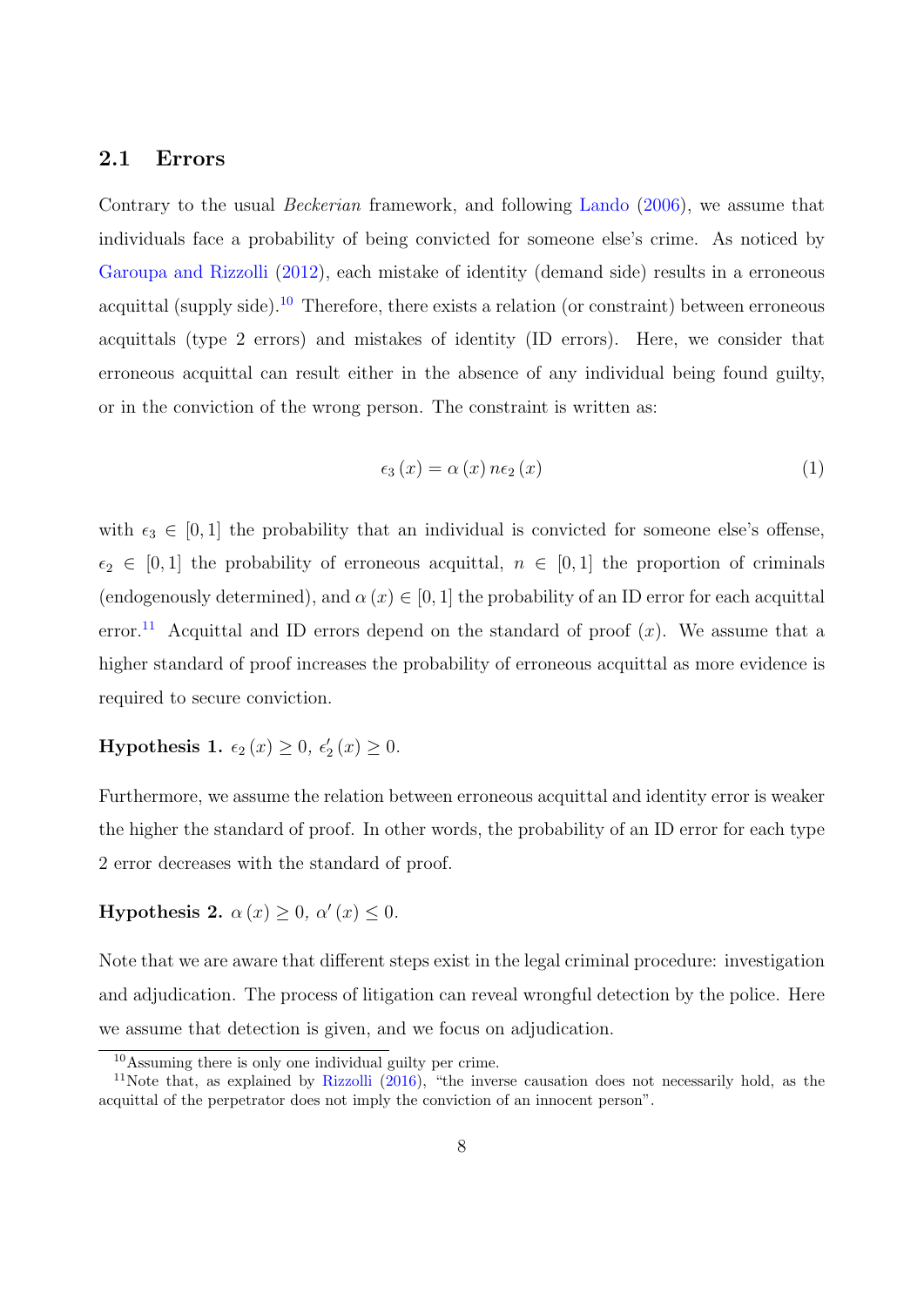### 2.1 Errors

Contrary to the usual *Beckerian* framework, and following Lando (2006), we assume that individuals face a probability of being convicted for someone else's crime. As noticed by Garoupa and Rizzolli (2012), each mistake of identity (demand side) results in a erroneous acquittal (supply side).[10] Therefore, there exists a relation (or constraint) between erroneous acquittals (type 2 errors) and mistakes of identity (ID errors). Here, we consider that erroneous acquittal can result either in the absence of any individual being found guilty, or in the conviction of the wrong person. The constraint is written as:

$$\epsilon_3(x) = \alpha(x)\, n \epsilon_2(x) \tag{1}$$

with $\epsilon_3 \in [0,1]$ the probability that an individual is convicted for someone else's offense, $\epsilon_2 \in [0,1]$ the probability of erroneous acquittal, $n \in [0,1]$ the proportion of criminals (endogenously determined), and $\alpha(x) \in [0,1]$ the probability of an ID error for each acquittal error.[11] Acquittal and ID errors depend on the standard of proof ($x$). We assume that a higher standard of proof increases the probability of erroneous acquittal as more evidence is required to secure conviction.

**Hypothesis 1.** $\epsilon_2(x) \geq 0,\ \epsilon_2'(x) \geq 0.$

Furthermore, we assume the relation between erroneous acquittal and identity error is weaker the higher the standard of proof. In other words, the probability of an ID error for each type 2 error decreases with the standard of proof.

**Hypothesis 2.** $\alpha(x) \geq 0,\ \alpha'(x) \leq 0.$

Note that we are aware that different steps exist in the legal criminal procedure: investigation and adjudication. The process of litigation can reveal wrongful detection by the police. Here we assume that detection is given, and we focus on adjudication.

[10] Assuming there is only one individual guilty per crime.

[11] Note that, as explained by Rizzolli (2016), "the inverse causation does not necessarily hold, as the acquittal of the perpetrator does not imply the conviction of an innocent person".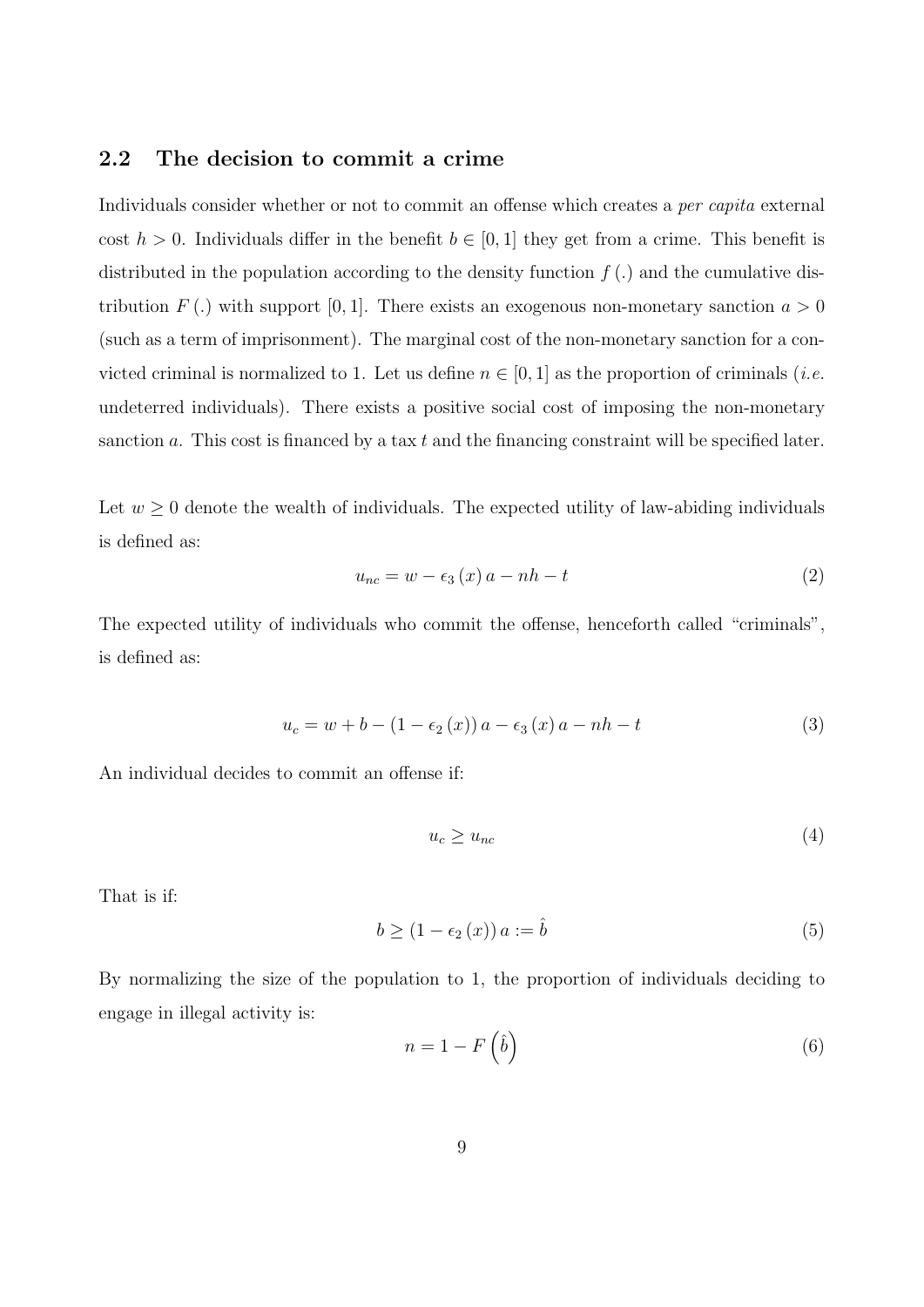## 2.2 The decision to commit a crime

Individuals consider whether or not to commit an offense which creates a *per capita* external cost $h > 0$. Individuals differ in the benefit $b \in [0, 1]$ they get from a crime. This benefit is distributed in the population according to the density function $f(.)$ and the cumulative distribution $F(.)$ with support $[0, 1]$. There exists an exogenous non-monetary sanction $a > 0$ (such as a term of imprisonment). The marginal cost of the non-monetary sanction for a convicted criminal is normalized to 1. Let us define $n \in [0, 1]$ as the proportion of criminals (*i.e.* undeterred individuals). There exists a positive social cost of imposing the non-monetary sanction $a$. This cost is financed by a tax $t$ and the financing constraint will be specified later.

Let $w \geq 0$ denote the wealth of individuals. The expected utility of law-abiding individuals is defined as:

$$u_{nc} = w - \epsilon_3(x) a - nh - t \tag{2}$$

The expected utility of individuals who commit the offense, henceforth called "criminals", is defined as:

$$u_c = w + b - (1 - \epsilon_2(x)) a - \epsilon_3(x) a - nh - t \tag{3}$$

An individual decides to commit an offense if:

$$u_c \geq u_{nc} \tag{4}$$

That is if:

$$b \geq (1 - \epsilon_2(x)) a := \hat{b} \tag{5}$$

By normalizing the size of the population to 1, the proportion of individuals deciding to engage in illegal activity is:

$$n = 1 - F\left(\hat{b}\right) \tag{6}$$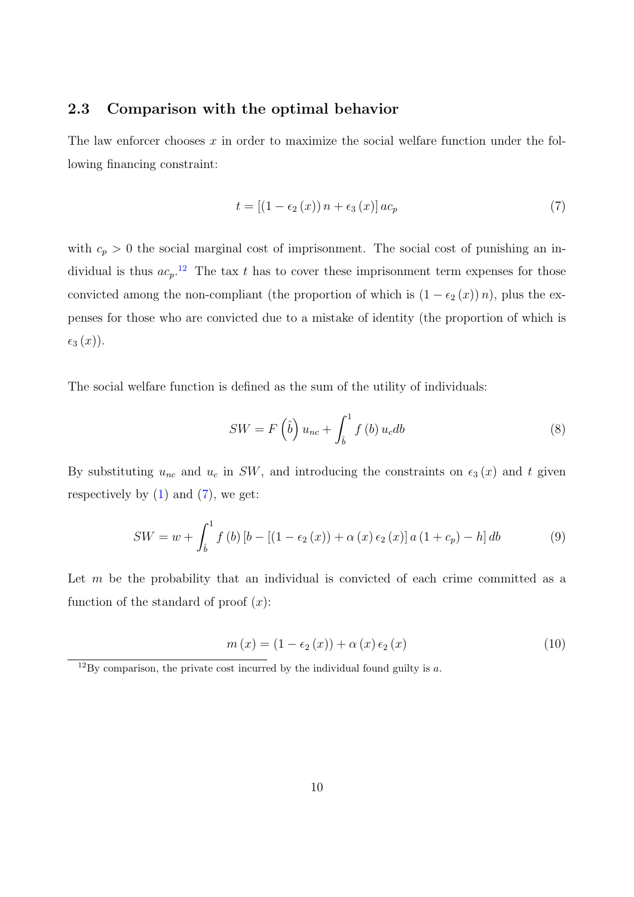### 2.3 Comparison with the optimal behavior

The law enforcer chooses $x$ in order to maximize the social welfare function under the following financing constraint:

$$t = \left[ (1 - \epsilon_2 (x))\, n + \epsilon_3 (x) \right] a c_p \tag{7}$$

with $c_p > 0$ the social marginal cost of imprisonment. The social cost of punishing an individual is thus $ac_p$.[12] The tax $t$ has to cover these imprisonment term expenses for those convicted among the non-compliant (the proportion of which is $(1 - \epsilon_2 (x))\, n$), plus the expenses for those who are convicted due to a mistake of identity (the proportion of which is $\epsilon_3 (x)$).

The social welfare function is defined as the sum of the utility of individuals:

$$SW = F\left(\hat{b}\right) u_{nc} + \int_{\hat{b}}^{1} f(b)\, u_c db \tag{8}$$

By substituting $u_{nc}$ and $u_c$ in $SW$, and introducing the constraints on $\epsilon_3 (x)$ and $t$ given respectively by (1) and (7), we get:

$$SW = w + \int_{\hat{b}}^{1} f(b) \left[ b - \left[ (1 - \epsilon_2 (x)) + \alpha (x)\, \epsilon_2 (x) \right] a (1 + c_p) - h \right] db \tag{9}$$

Let $m$ be the probability that an individual is convicted of each crime committed as a function of the standard of proof $(x)$:

$$m(x) = (1 - \epsilon_2 (x)) + \alpha (x)\, \epsilon_2 (x) \tag{10}$$

[12] By comparison, the private cost incurred by the individual found guilty is $a$.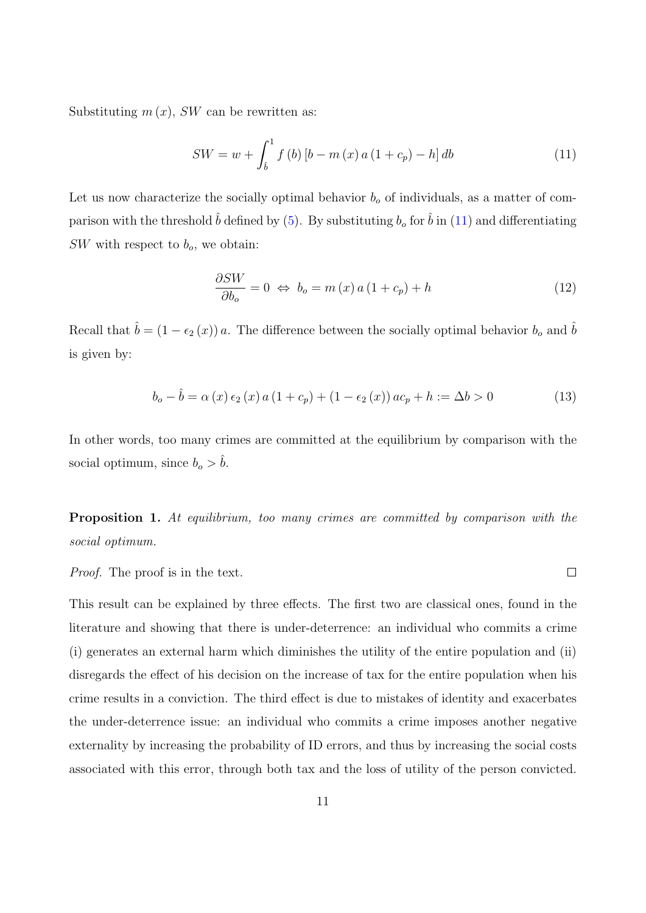Substituting $m(x)$, $SW$ can be rewritten as:

$$SW = w + \int_{\hat{b}}^{1} f(b)\left[b - m(x)\, a\,(1 + c_p) - h\right] db \tag{11}$$

Let us now characterize the socially optimal behavior $b_o$ of individuals, as a matter of comparison with the threshold $\hat{b}$ defined by (5). By substituting $b_o$ for $\hat{b}$ in (11) and differentiating $SW$ with respect to $b_o$, we obtain:

$$\frac{\partial SW}{\partial b_o} = 0 \;\Leftrightarrow\; b_o = m(x)\, a\,(1 + c_p) + h \tag{12}$$

Recall that $\hat{b} = (1 - \epsilon_2(x))\, a$. The difference between the socially optimal behavior $b_o$ and $\hat{b}$ is given by:

$$b_o - \hat{b} = \alpha(x)\, \epsilon_2(x)\, a\,(1 + c_p) + (1 - \epsilon_2(x))\, a c_p + h := \Delta b > 0 \tag{13}$$

In other words, too many crimes are committed at the equilibrium by comparison with the social optimum, since $b_o > \hat{b}$.

**Proposition 1.** *At equilibrium, too many crimes are committed by comparison with the social optimum.*

*Proof.* The proof is in the text. □

This result can be explained by three effects. The first two are classical ones, found in the literature and showing that there is under-deterrence: an individual who commits a crime (i) generates an external harm which diminishes the utility of the entire population and (ii) disregards the effect of his decision on the increase of tax for the entire population when his crime results in a conviction. The third effect is due to mistakes of identity and exacerbates the under-deterrence issue: an individual who commits a crime imposes another negative externality by increasing the probability of ID errors, and thus by increasing the social costs associated with this error, through both tax and the loss of utility of the person convicted.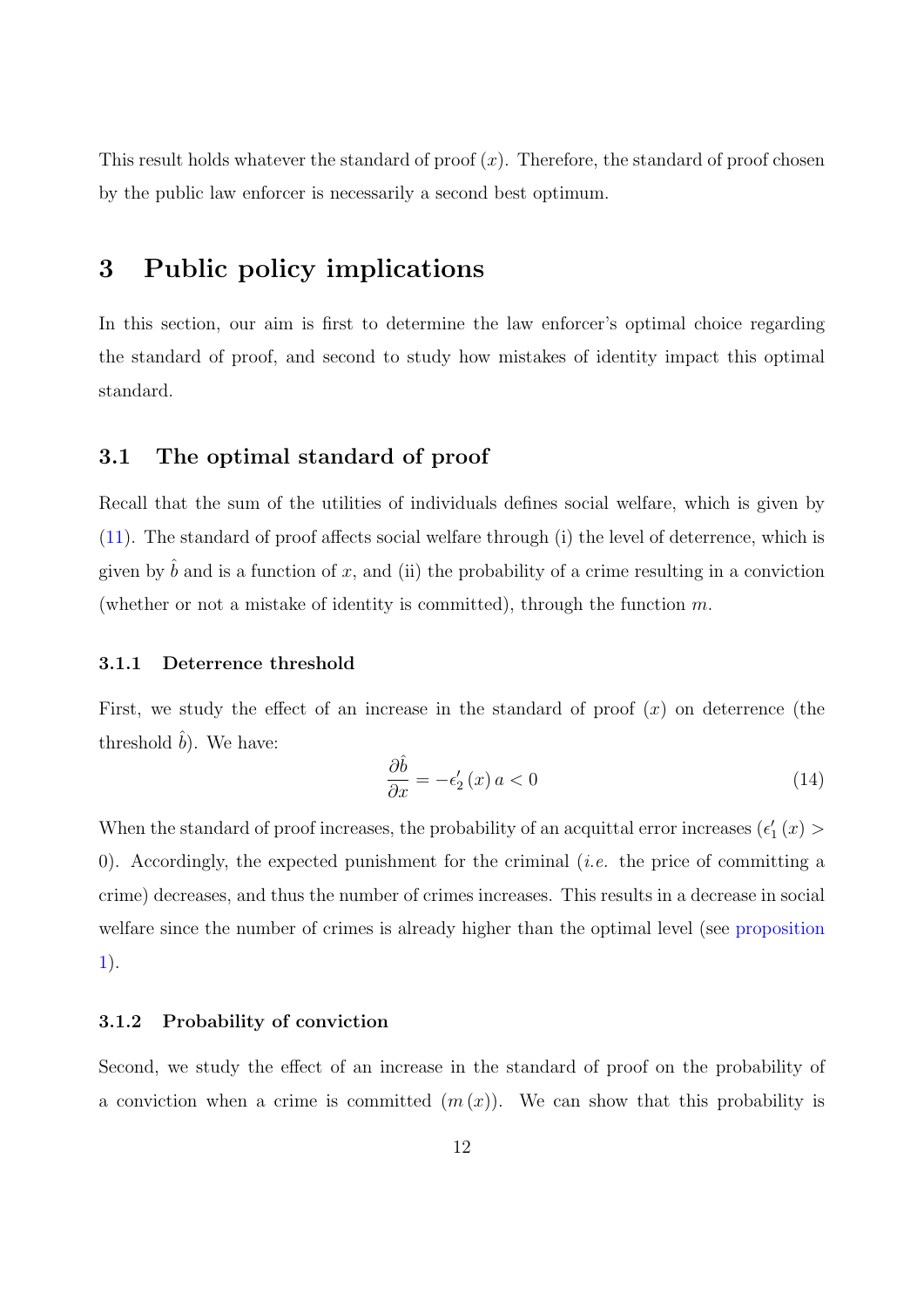This result holds whatever the standard of proof ($x$). Therefore, the standard of proof chosen by the public law enforcer is necessarily a second best optimum.

# 3 Public policy implications

In this section, our aim is first to determine the law enforcer's optimal choice regarding the standard of proof, and second to study how mistakes of identity impact this optimal standard.

## 3.1 The optimal standard of proof

Recall that the sum of the utilities of individuals defines social welfare, which is given by (11). The standard of proof affects social welfare through (i) the level of deterrence, which is given by $\hat{b}$ and is a function of $x$, and (ii) the probability of a crime resulting in a conviction (whether or not a mistake of identity is committed), through the function $m$.

### 3.1.1 Deterrence threshold

First, we study the effect of an increase in the standard of proof ($x$) on deterrence (the threshold $\hat{b}$). We have:

$$\frac{\partial \hat{b}}{\partial x} = -\epsilon_2'(x)\, a < 0 \tag{14}$$

When the standard of proof increases, the probability of an acquittal error increases ($\epsilon_1'(x) > 0$). Accordingly, the expected punishment for the criminal (*i.e.* the price of committing a crime) decreases, and thus the number of crimes increases. This results in a decrease in social welfare since the number of crimes is already higher than the optimal level (see proposition 1).

### 3.1.2 Probability of conviction

Second, we study the effect of an increase in the standard of proof on the probability of a conviction when a crime is committed ($m(x)$). We can show that this probability is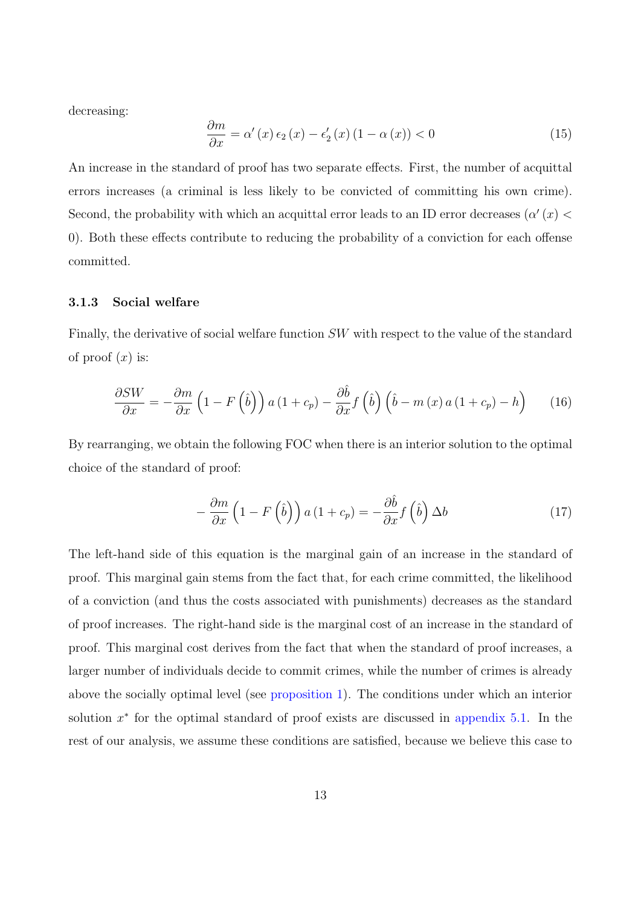decreasing:

$$\frac{\partial m}{\partial x} = \alpha'(x)\,\epsilon_2(x) - \epsilon_2'(x)\,(1-\alpha(x)) < 0 \tag{15}$$

An increase in the standard of proof has two separate effects. First, the number of acquittal errors increases (a criminal is less likely to be convicted of committing his own crime). Second, the probability with which an acquittal error leads to an ID error decreases ($\alpha'(x) < 0$). Both these effects contribute to reducing the probability of a conviction for each offense committed.

### 3.1.3 Social welfare

Finally, the derivative of social welfare function $SW$ with respect to the value of the standard of proof ($x$) is:

$$\frac{\partial SW}{\partial x} = -\frac{\partial m}{\partial x}\left(1 - F\left(\hat{b}\right)\right) a\,(1+c_p) - \frac{\partial \hat{b}}{\partial x} f\left(\hat{b}\right)\left(\hat{b} - m(x)\,a\,(1+c_p) - h\right) \tag{16}$$

By rearranging, we obtain the following FOC when there is an interior solution to the optimal choice of the standard of proof:

$$-\frac{\partial m}{\partial x}\left(1 - F\left(\hat{b}\right)\right) a\,(1+c_p) = -\frac{\partial \hat{b}}{\partial x} f\left(\hat{b}\right)\Delta b \tag{17}$$

The left-hand side of this equation is the marginal gain of an increase in the standard of proof. This marginal gain stems from the fact that, for each crime committed, the likelihood of a conviction (and thus the costs associated with punishments) decreases as the standard of proof increases. The right-hand side is the marginal cost of an increase in the standard of proof. This marginal cost derives from the fact that when the standard of proof increases, a larger number of individuals decide to commit crimes, while the number of crimes is already above the socially optimal level (see proposition 1). The conditions under which an interior solution $x^*$ for the optimal standard of proof exists are discussed in appendix 5.1. In the rest of our analysis, we assume these conditions are satisfied, because we believe this case to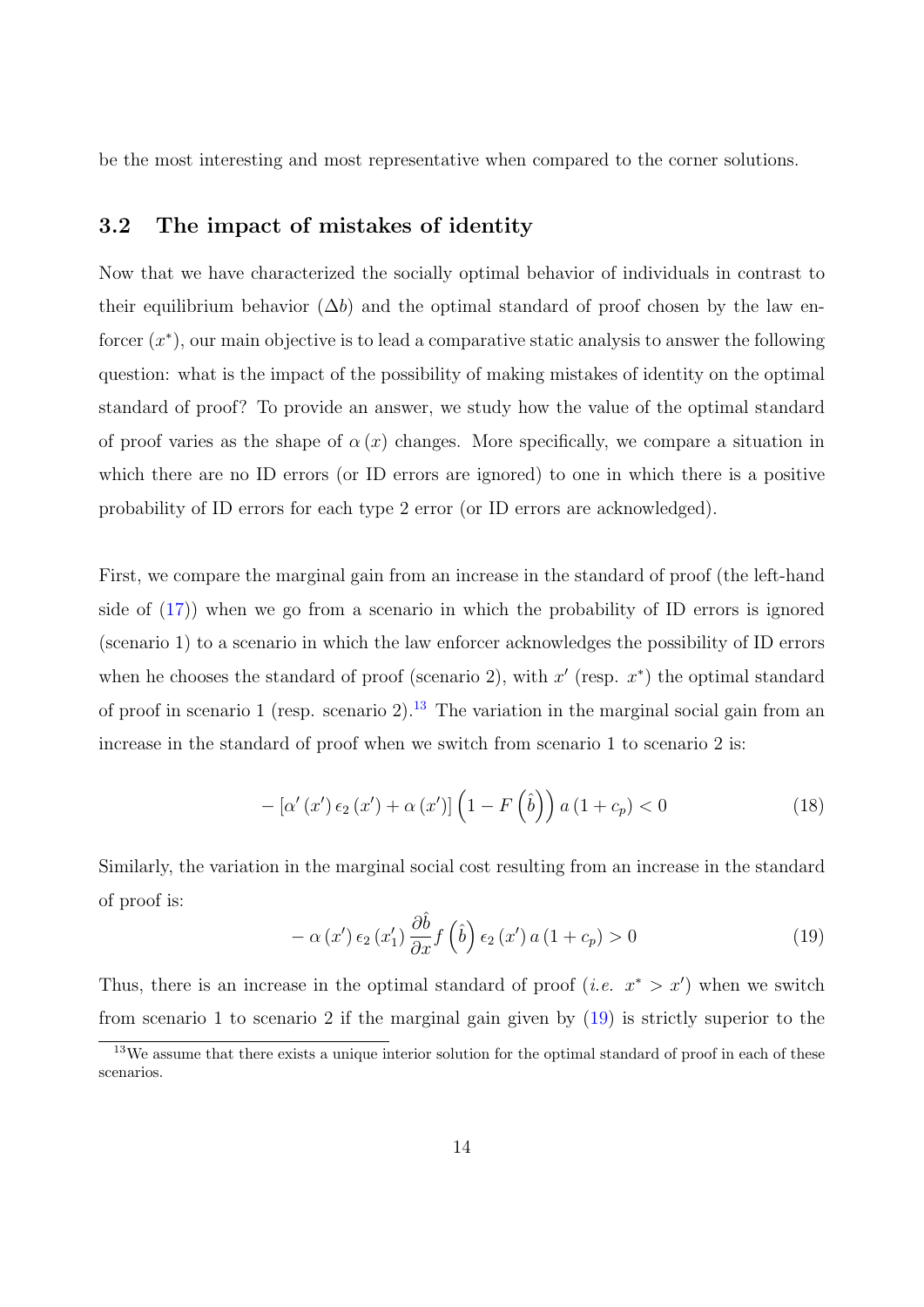be the most interesting and most representative when compared to the corner solutions.

### 3.2 The impact of mistakes of identity

Now that we have characterized the socially optimal behavior of individuals in contrast to their equilibrium behavior ($\Delta b$) and the optimal standard of proof chosen by the law enforcer ($x^*$), our main objective is to lead a comparative static analysis to answer the following question: what is the impact of the possibility of making mistakes of identity on the optimal standard of proof? To provide an answer, we study how the value of the optimal standard of proof varies as the shape of $\alpha(x)$ changes. More specifically, we compare a situation in which there are no ID errors (or ID errors are ignored) to one in which there is a positive probability of ID errors for each type 2 error (or ID errors are acknowledged).

First, we compare the marginal gain from an increase in the standard of proof (the left-hand side of (17)) when we go from a scenario in which the probability of ID errors is ignored (scenario 1) to a scenario in which the law enforcer acknowledges the possibility of ID errors when he chooses the standard of proof (scenario 2), with $x'$ (resp. $x^*$) the optimal standard of proof in scenario 1 (resp. scenario 2).[13] The variation in the marginal social gain from an increase in the standard of proof when we switch from scenario 1 to scenario 2 is:

$$-\left[\alpha'(x')\,\epsilon_2(x') + \alpha(x')\right]\left(1 - F\left(\hat{b}\right)\right) a\,(1 + c_p) < 0 \tag{18}$$

Similarly, the variation in the marginal social cost resulting from an increase in the standard of proof is:

$$-\,\alpha(x')\,\epsilon_2(x_1')\,\frac{\partial \hat{b}}{\partial x} f\left(\hat{b}\right) \epsilon_2(x')\,a\,(1 + c_p) > 0 \tag{19}$$

Thus, there is an increase in the optimal standard of proof (*i.e.* $x^* > x'$) when we switch from scenario 1 to scenario 2 if the marginal gain given by (19) is strictly superior to the

[13] We assume that there exists a unique interior solution for the optimal standard of proof in each of these scenarios.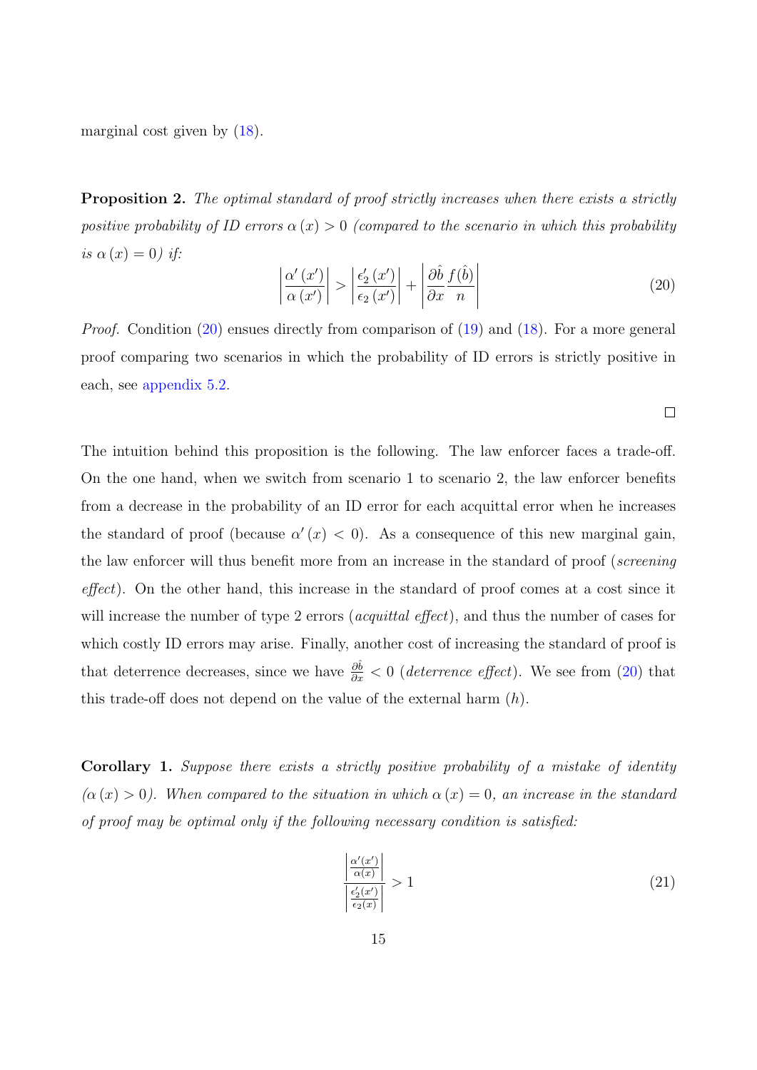marginal cost given by (18).

**Proposition 2.** *The optimal standard of proof strictly increases when there exists a strictly positive probability of ID errors $\alpha(x) > 0$ (compared to the scenario in which this probability is $\alpha(x) = 0$) if:*

$$\left|\frac{\alpha'(x')}{\alpha(x')}\right| > \left|\frac{\epsilon_2'(x')}{\epsilon_2(x')}\right| + \left|\frac{\partial \hat{b}}{\partial x}\frac{f(\hat{b})}{n}\right| \tag{20}$$

*Proof.* Condition (20) ensues directly from comparison of (19) and (18). For a more general proof comparing two scenarios in which the probability of ID errors is strictly positive in each, see appendix 5.2. □

The intuition behind this proposition is the following. The law enforcer faces a trade-off. On the one hand, when we switch from scenario 1 to scenario 2, the law enforcer benefits from a decrease in the probability of an ID error for each acquittal error when he increases the standard of proof (because $\alpha'(x) < 0$). As a consequence of this new marginal gain, the law enforcer will thus benefit more from an increase in the standard of proof (*screening effect*). On the other hand, this increase in the standard of proof comes at a cost since it will increase the number of type 2 errors (*acquittal effect*), and thus the number of cases for which costly ID errors may arise. Finally, another cost of increasing the standard of proof is that deterrence decreases, since we have $\frac{\partial \hat{b}}{\partial x} < 0$ (*deterrence effect*). We see from (20) that this trade-off does not depend on the value of the external harm ($h$).

**Corollary 1.** *Suppose there exists a strictly positive probability of a mistake of identity ($\alpha(x) > 0$). When compared to the situation in which $\alpha(x) = 0$, an increase in the standard of proof may be optimal only if the following necessary condition is satisfied:*

$$\frac{\left|\frac{\alpha'(x')}{\alpha(x)}\right|}{\left|\frac{\epsilon_2'(x')}{\epsilon_2(x)}\right|} > 1 \tag{21}$$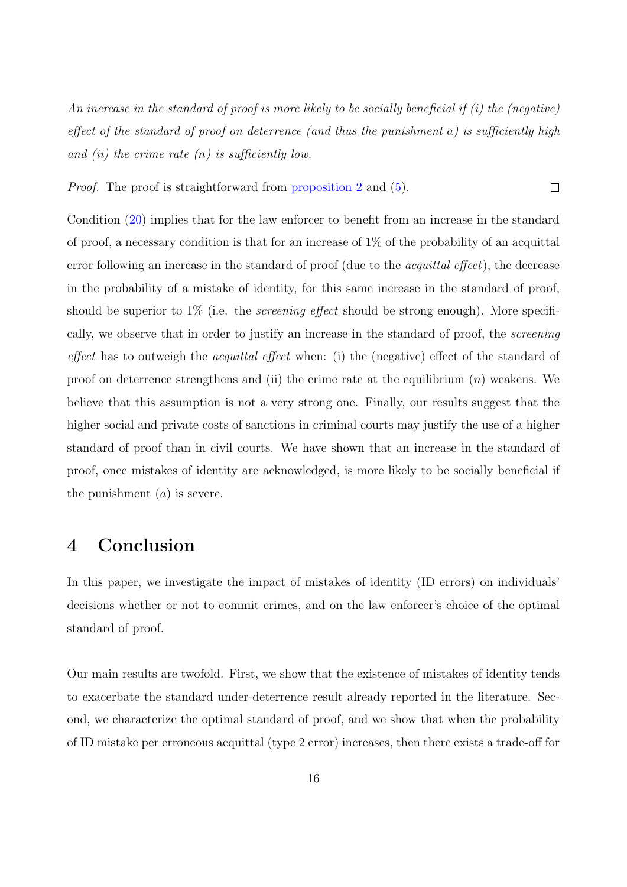*An increase in the standard of proof is more likely to be socially beneficial if (i) the (negative) effect of the standard of proof on deterrence (and thus the punishment $a$) is sufficiently high and (ii) the crime rate ($n$) is sufficiently low.*

*Proof.* The proof is straightforward from proposition 2 and (5). □

Condition (20) implies that for the law enforcer to benefit from an increase in the standard of proof, a necessary condition is that for an increase of 1% of the probability of an acquittal error following an increase in the standard of proof (due to the *acquittal effect*), the decrease in the probability of a mistake of identity, for this same increase in the standard of proof, should be superior to 1% (i.e. the *screening effect* should be strong enough). More specifically, we observe that in order to justify an increase in the standard of proof, the *screening effect* has to outweigh the *acquittal effect* when: (i) the (negative) effect of the standard of proof on deterrence strengthens and (ii) the crime rate at the equilibrium ($n$) weakens. We believe that this assumption is not a very strong one. Finally, our results suggest that the higher social and private costs of sanctions in criminal courts may justify the use of a higher standard of proof than in civil courts. We have shown that an increase in the standard of proof, once mistakes of identity are acknowledged, is more likely to be socially beneficial if the punishment ($a$) is severe.

# 4 Conclusion

In this paper, we investigate the impact of mistakes of identity (ID errors) on individuals' decisions whether or not to commit crimes, and on the law enforcer's choice of the optimal standard of proof.

Our main results are twofold. First, we show that the existence of mistakes of identity tends to exacerbate the standard under-deterrence result already reported in the literature. Second, we characterize the optimal standard of proof, and we show that when the probability of ID mistake per erroneous acquittal (type 2 error) increases, then there exists a trade-off for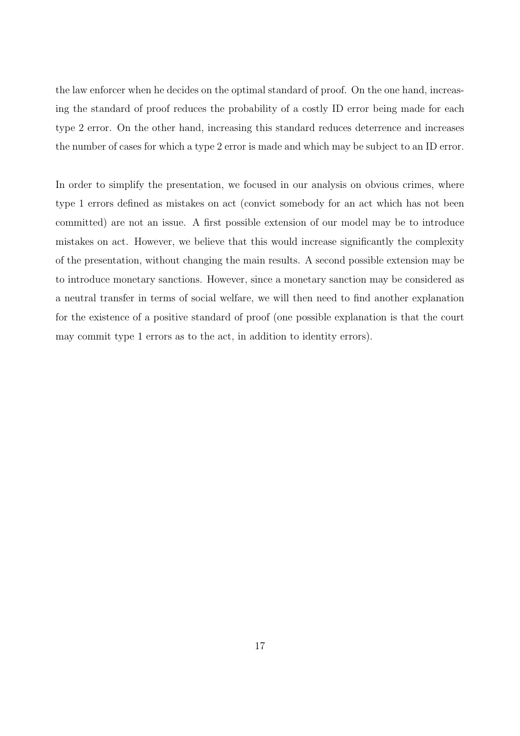the law enforcer when he decides on the optimal standard of proof. On the one hand, increasing the standard of proof reduces the probability of a costly ID error being made for each type 2 error. On the other hand, increasing this standard reduces deterrence and increases the number of cases for which a type 2 error is made and which may be subject to an ID error.

In order to simplify the presentation, we focused in our analysis on obvious crimes, where type 1 errors defined as mistakes on act (convict somebody for an act which has not been committed) are not an issue. A first possible extension of our model may be to introduce mistakes on act. However, we believe that this would increase significantly the complexity of the presentation, without changing the main results. A second possible extension may be to introduce monetary sanctions. However, since a monetary sanction may be considered as a neutral transfer in terms of social welfare, we will then need to find another explanation for the existence of a positive standard of proof (one possible explanation is that the court may commit type 1 errors as to the act, in addition to identity errors).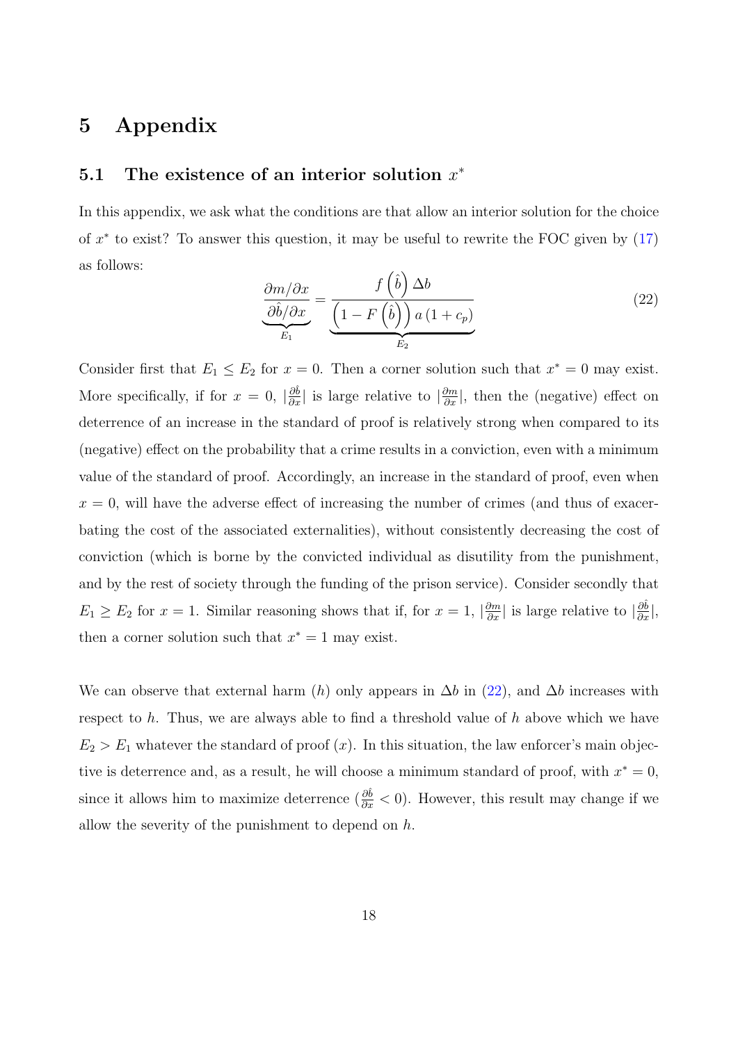# 5 Appendix

## 5.1 The existence of an interior solution $x^*$

In this appendix, we ask what the conditions are that allow an interior solution for the choice of $x^*$ to exist? To answer this question, it may be useful to rewrite the FOC given by (17) as follows:

$$\underbrace{\frac{\partial m/\partial x}{\partial \hat{b}/\partial x}}_{E_1} = \underbrace{\frac{f\left(\hat{b}\right)\Delta b}{\left(1-F\left(\hat{b}\right)\right)a\left(1+c_p\right)}}_{E_2} \tag{22}$$

Consider first that $E_1 \leq E_2$ for $x=0$. Then a corner solution such that $x^*=0$ may exist. More specifically, if for $x=0$, $|\frac{\partial \hat{b}}{\partial x}|$ is large relative to $|\frac{\partial m}{\partial x}|$, then the (negative) effect on deterrence of an increase in the standard of proof is relatively strong when compared to its (negative) effect on the probability that a crime results in a conviction, even with a minimum value of the standard of proof. Accordingly, an increase in the standard of proof, even when $x=0$, will have the adverse effect of increasing the number of crimes (and thus of exacerbating the cost of the associated externalities), without consistently decreasing the cost of conviction (which is borne by the convicted individual as disutility from the punishment, and by the rest of society through the funding of the prison service). Consider secondly that $E_1 \geq E_2$ for $x=1$. Similar reasoning shows that if, for $x=1$, $|\frac{\partial m}{\partial x}|$ is large relative to $|\frac{\partial \hat{b}}{\partial x}|$, then a corner solution such that $x^*=1$ may exist.

We can observe that external harm ($h$) only appears in $\Delta b$ in (22), and $\Delta b$ increases with respect to $h$. Thus, we are always able to find a threshold value of $h$ above which we have $E_2 > E_1$ whatever the standard of proof ($x$). In this situation, the law enforcer's main objective is deterrence and, as a result, he will choose a minimum standard of proof, with $x^*=0$, since it allows him to maximize deterrence ($\frac{\partial \hat{b}}{\partial x} < 0$). However, this result may change if we allow the severity of the punishment to depend on $h$.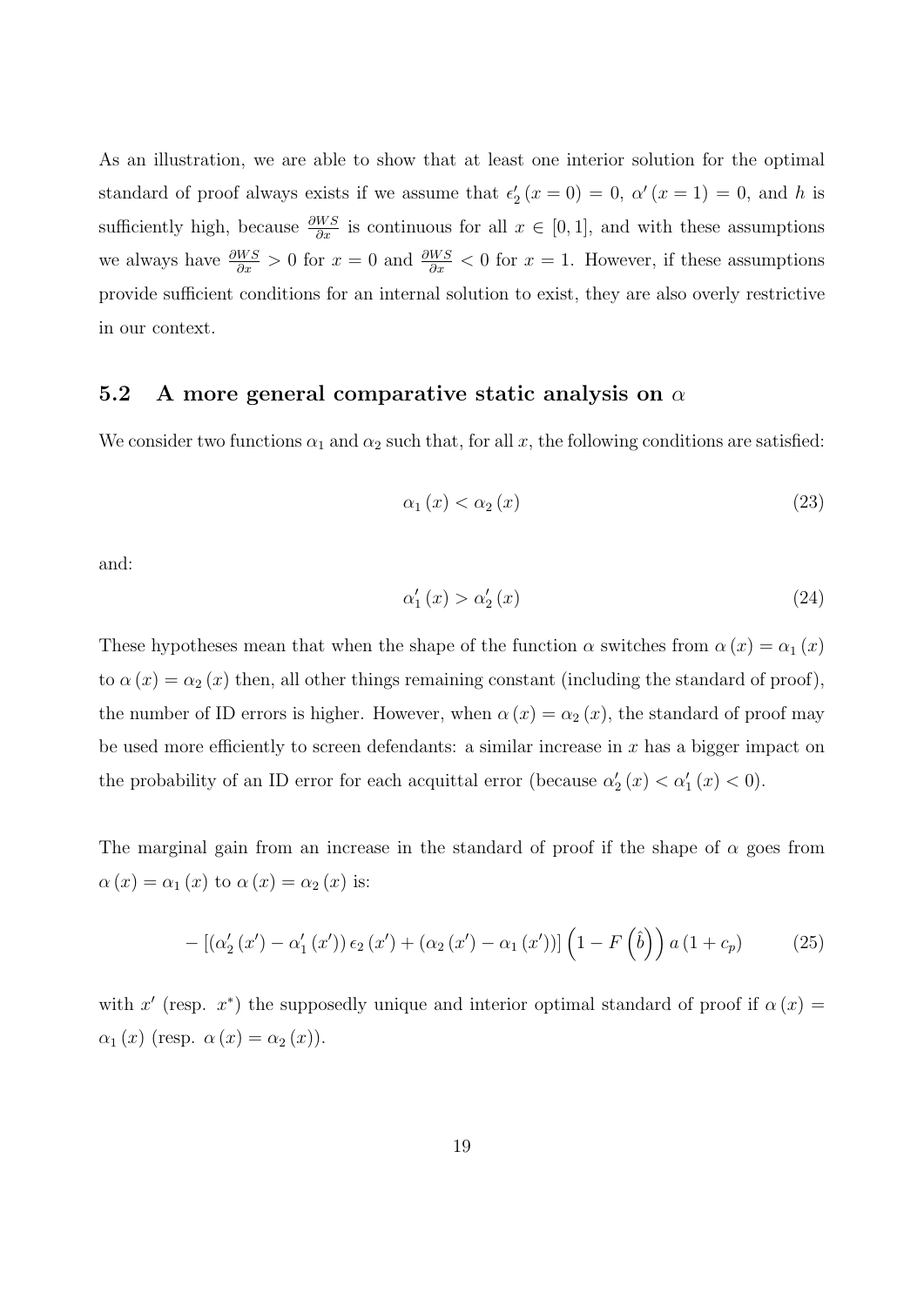As an illustration, we are able to show that at least one interior solution for the optimal standard of proof always exists if we assume that $\epsilon_2'(x=0)=0$, $\alpha'(x=1)=0$, and $h$ is sufficiently high, because $\frac{\partial WS}{\partial x}$ is continuous for all $x \in [0,1]$, and with these assumptions we always have $\frac{\partial WS}{\partial x} > 0$ for $x=0$ and $\frac{\partial WS}{\partial x} < 0$ for $x=1$. However, if these assumptions provide sufficient conditions for an internal solution to exist, they are also overly restrictive in our context.

## 5.2 A more general comparative static analysis on $\alpha$

We consider two functions $\alpha_1$ and $\alpha_2$ such that, for all $x$, the following conditions are satisfied:

$$\alpha_1(x) < \alpha_2(x) \tag{23}$$

and:

$$\alpha_1'(x) > \alpha_2'(x) \tag{24}$$

These hypotheses mean that when the shape of the function $\alpha$ switches from $\alpha(x)=\alpha_1(x)$ to $\alpha(x)=\alpha_2(x)$ then, all other things remaining constant (including the standard of proof), the number of ID errors is higher. However, when $\alpha(x)=\alpha_2(x)$, the standard of proof may be used more efficiently to screen defendants: a similar increase in $x$ has a bigger impact on the probability of an ID error for each acquittal error (because $\alpha_2'(x) < \alpha_1'(x) < 0$).

The marginal gain from an increase in the standard of proof if the shape of $\alpha$ goes from $\alpha(x)=\alpha_1(x)$ to $\alpha(x)=\alpha_2(x)$ is:

$$-\left[\left(\alpha_2'(x')-\alpha_1'(x')\right)\epsilon_2(x')+\left(\alpha_2(x')-\alpha_1(x')\right)\right]\left(1-F\left(\hat{b}\right)\right)a\left(1+c_p\right) \tag{25}$$

with $x'$ (resp. $x^*$) the supposedly unique and interior optimal standard of proof if $\alpha(x)=\alpha_1(x)$ (resp. $\alpha(x)=\alpha_2(x)$).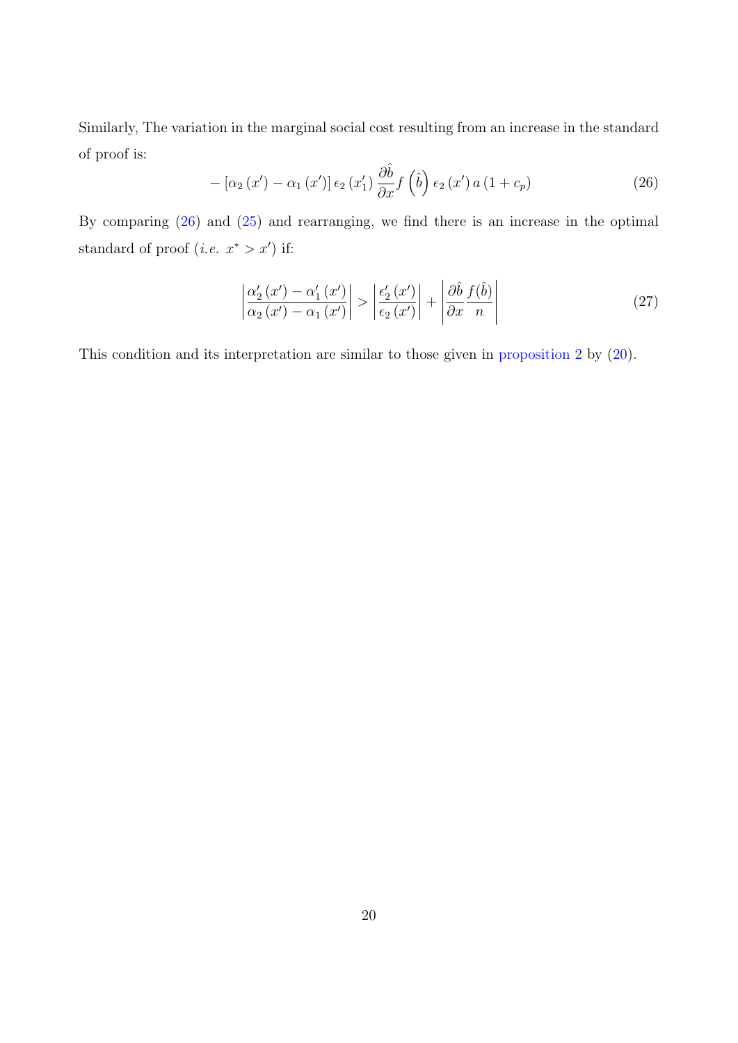Similarly, The variation in the marginal social cost resulting from an increase in the standard of proof is:

$$-\left[\alpha_2\left(x'\right)-\alpha_1\left(x'\right)\right]\epsilon_2\left(x_1'\right)\frac{\partial \hat{b}}{\partial x}f\left(\hat{b}\right)\epsilon_2\left(x'\right)a\left(1+c_p\right) \tag{26}$$

By comparing (26) and (25) and rearranging, we find there is an increase in the optimal standard of proof (*i.e.* $x^* > x'$) if:

$$\left|\frac{\alpha_2'\left(x'\right)-\alpha_1'\left(x'\right)}{\alpha_2\left(x'\right)-\alpha_1\left(x'\right)}\right| > \left|\frac{\epsilon_2'\left(x'\right)}{\epsilon_2\left(x'\right)}\right| + \left|\frac{\partial \hat{b}}{\partial x}\frac{f(\hat{b})}{n}\right| \tag{27}$$

This condition and its interpretation are similar to those given in proposition 2 by (20).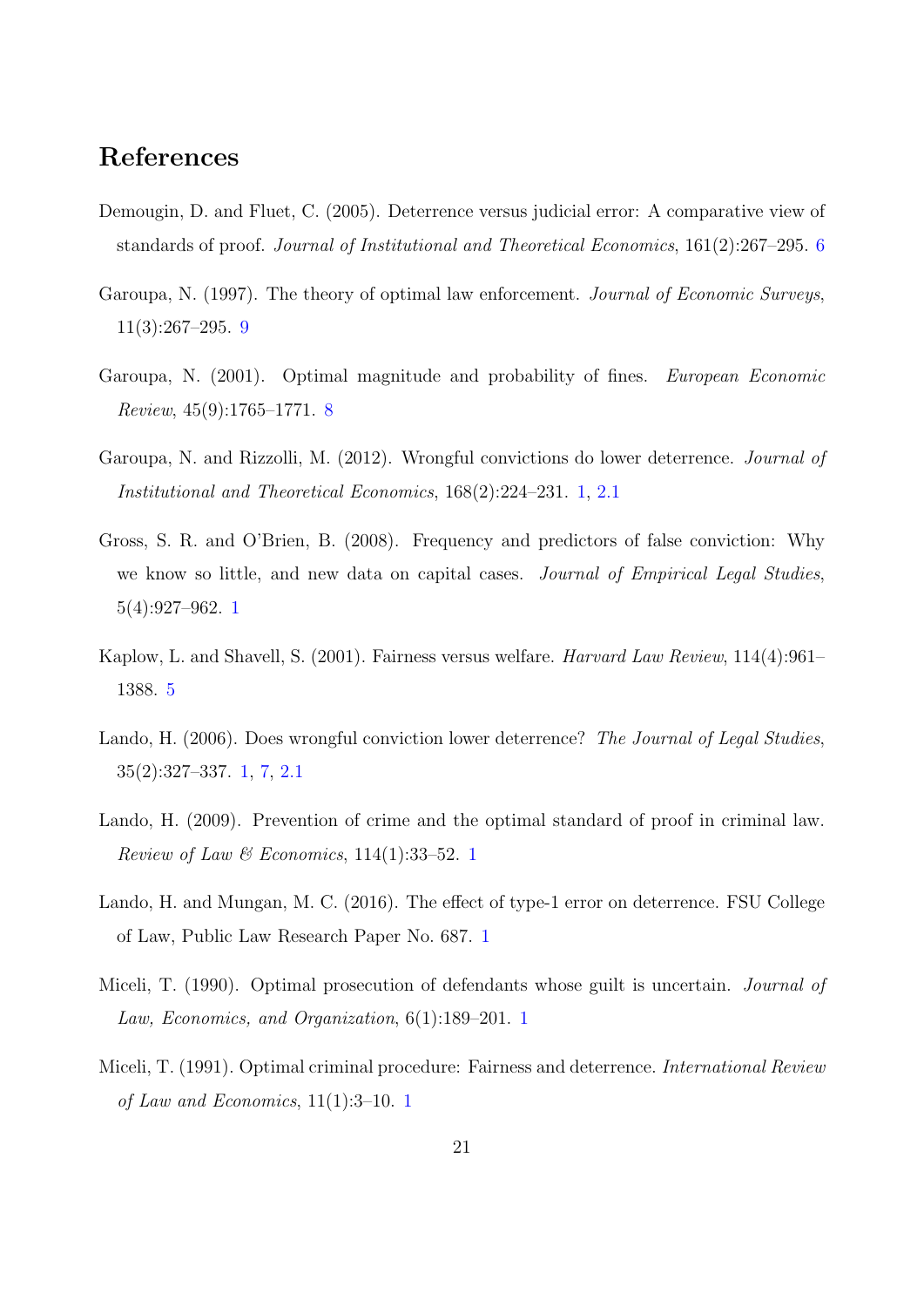## References

Demougin, D. and Fluet, C. (2005). Deterrence versus judicial error: A comparative view of standards of proof. *Journal of Institutional and Theoretical Economics*, 161(2):267–295. 6

Garoupa, N. (1997). The theory of optimal law enforcement. *Journal of Economic Surveys*, 11(3):267–295. 9

Garoupa, N. (2001). Optimal magnitude and probability of fines. *European Economic Review*, 45(9):1765–1771. 8

Garoupa, N. and Rizzolli, M. (2012). Wrongful convictions do lower deterrence. *Journal of Institutional and Theoretical Economics*, 168(2):224–231. 1, 2.1

Gross, S. R. and O'Brien, B. (2008). Frequency and predictors of false conviction: Why we know so little, and new data on capital cases. *Journal of Empirical Legal Studies*, 5(4):927–962. 1

Kaplow, L. and Shavell, S. (2001). Fairness versus welfare. *Harvard Law Review*, 114(4):961–1388. 5

Lando, H. (2006). Does wrongful conviction lower deterrence? *The Journal of Legal Studies*, 35(2):327–337. 1, 7, 2.1

Lando, H. (2009). Prevention of crime and the optimal standard of proof in criminal law. *Review of Law & Economics*, 114(1):33–52. 1

Lando, H. and Mungan, M. C. (2016). The effect of type-1 error on deterrence. FSU College of Law, Public Law Research Paper No. 687. 1

Miceli, T. (1990). Optimal prosecution of defendants whose guilt is uncertain. *Journal of Law, Economics, and Organization*, 6(1):189–201. 1

Miceli, T. (1991). Optimal criminal procedure: Fairness and deterrence. *International Review of Law and Economics*, 11(1):3–10. 1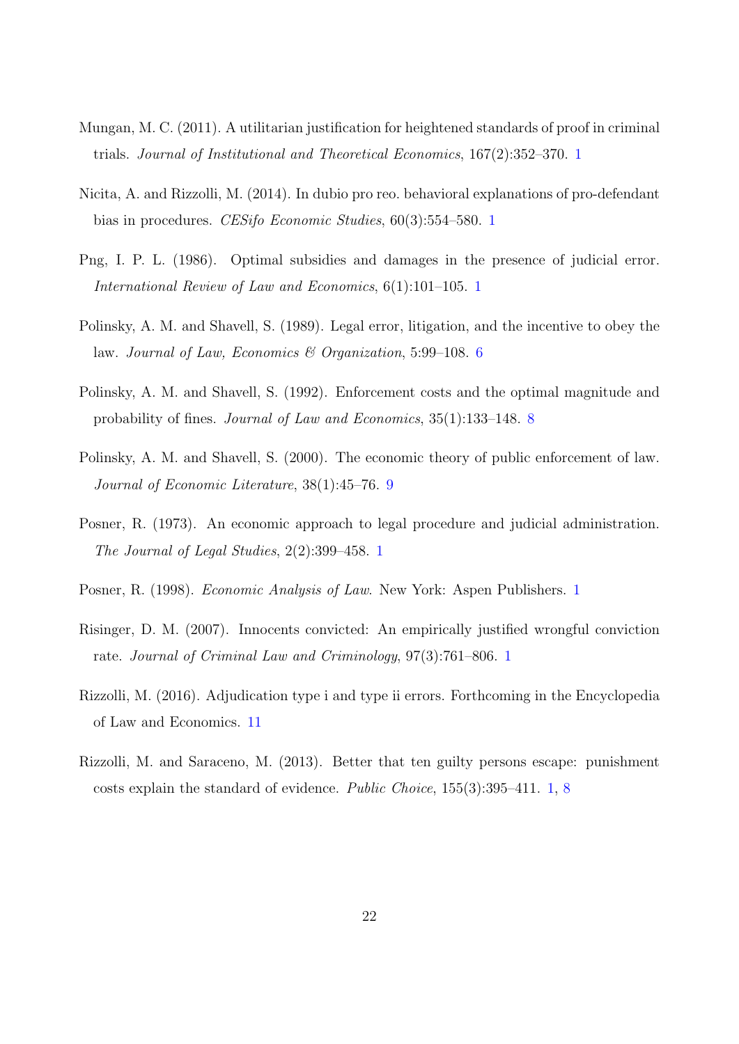Mungan, M. C. (2011). A utilitarian justification for heightened standards of proof in criminal trials. *Journal of Institutional and Theoretical Economics*, 167(2):352–370. 1

Nicita, A. and Rizzolli, M. (2014). In dubio pro reo. behavioral explanations of pro-defendant bias in procedures. *CESifo Economic Studies*, 60(3):554–580. 1

Png, I. P. L. (1986). Optimal subsidies and damages in the presence of judicial error. *International Review of Law and Economics*, 6(1):101–105. 1

Polinsky, A. M. and Shavell, S. (1989). Legal error, litigation, and the incentive to obey the law. *Journal of Law, Economics & Organization*, 5:99–108. 6

Polinsky, A. M. and Shavell, S. (1992). Enforcement costs and the optimal magnitude and probability of fines. *Journal of Law and Economics*, 35(1):133–148. 8

Polinsky, A. M. and Shavell, S. (2000). The economic theory of public enforcement of law. *Journal of Economic Literature*, 38(1):45–76. 9

Posner, R. (1973). An economic approach to legal procedure and judicial administration. *The Journal of Legal Studies*, 2(2):399–458. 1

Posner, R. (1998). *Economic Analysis of Law*. New York: Aspen Publishers. 1

Risinger, D. M. (2007). Innocents convicted: An empirically justified wrongful conviction rate. *Journal of Criminal Law and Criminology*, 97(3):761–806. 1

Rizzolli, M. (2016). Adjudication type i and type ii errors. Forthcoming in the Encyclopedia of Law and Economics. 11

Rizzolli, M. and Saraceno, M. (2013). Better that ten guilty persons escape: punishment costs explain the standard of evidence. *Public Choice*, 155(3):395–411. 1, 8